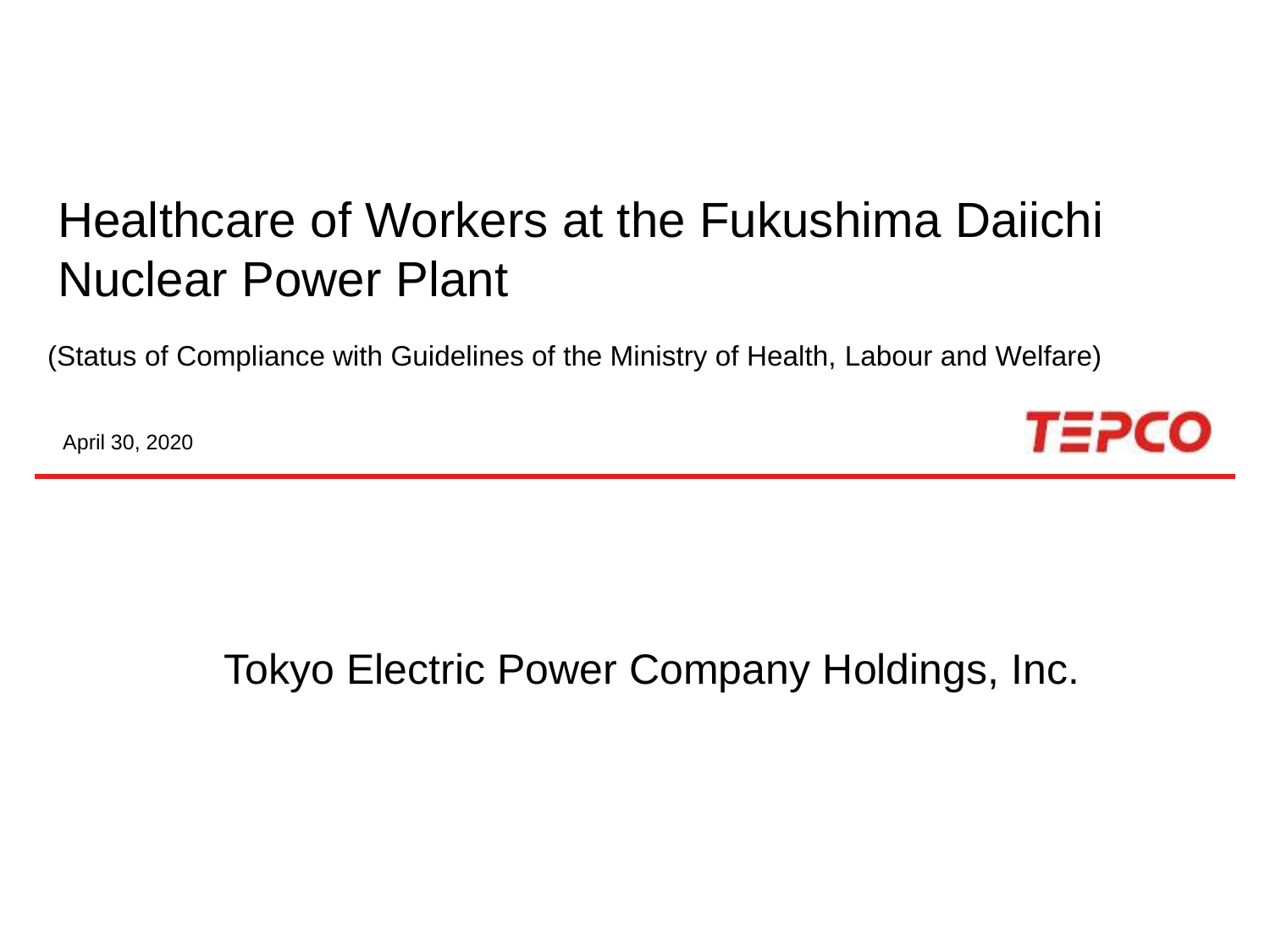# Healthcare of Workers at the Fukushima Daiichi Nuclear Power Plant

(Status of Compliance with Guidelines of the Ministry of Health, Labour and Welfare)

April 30, 2020

TEPCO

Tokyo Electric Power Company Holdings, Inc.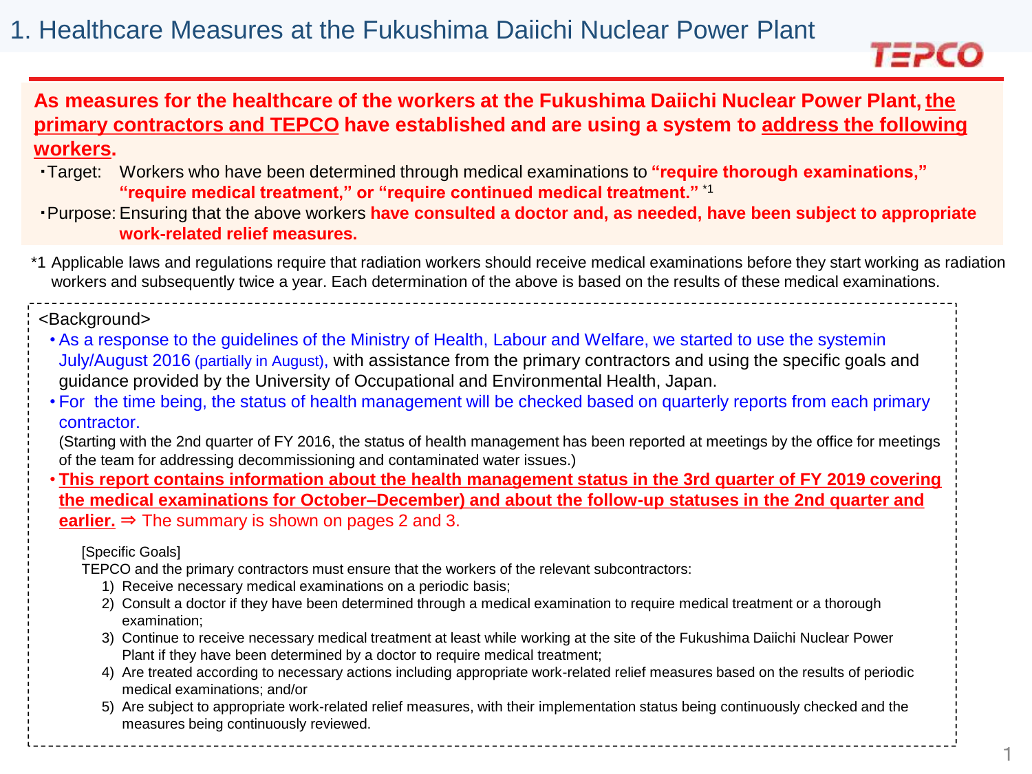# 1. Healthcare Measures at the Fukushima Daiichi Nuclear Power Plant

**As measures for the healthcare of the workers at the Fukushima Daiichi Nuclear Power Plant, the primary contractors and TEPCO have established and are using a system to address the following workers.**

- Target: Workers who have been determined through medical examinations to **"require thorough examinations," "require medical treatment," or "require continued medical treatment."** *1
- Purpose: Ensuring that the above workers **have consulted a doctor and, as needed, have been subject to appropriate work-related relief measures.**

*1 Applicable laws and regulations require that radiation workers should receive medical examinations before they start working as radiation workers and subsequently twice a year. Each determination of the above is based on the results of these medical examinations.

<Background>

- As a response to the guidelines of the Ministry of Health, Labour and Welfare, we started to use the systemin July/August 2016 (partially in August), with assistance from the primary contractors and using the specific goals and guidance provided by the University of Occupational and Environmental Health, Japan.
- For the time being, the status of health management will be checked based on quarterly reports from each primary contractor.
  (Starting with the 2nd quarter of FY 2016, the status of health management has been reported at meetings by the office for meetings of the team for addressing decommissioning and contaminated water issues.)
- **This report contains information about the health management status in the 3rd quarter of FY 2019 covering the medical examinations for October–December) and about the follow-up statuses in the 2nd quarter and earlier.** ⇒ The summary is shown on pages 2 and 3.

[Specific Goals]

TEPCO and the primary contractors must ensure that the workers of the relevant subcontractors:

1) Receive necessary medical examinations on a periodic basis;
2) Consult a doctor if they have been determined through a medical examination to require medical treatment or a thorough examination;
3) Continue to receive necessary medical treatment at least while working at the site of the Fukushima Daiichi Nuclear Power Plant if they have been determined by a doctor to require medical treatment;
4) Are treated according to necessary actions including appropriate work-related relief measures based on the results of periodic medical examinations; and/or
5) Are subject to appropriate work-related relief measures, with their implementation status being continuously checked and the measures being continuously reviewed.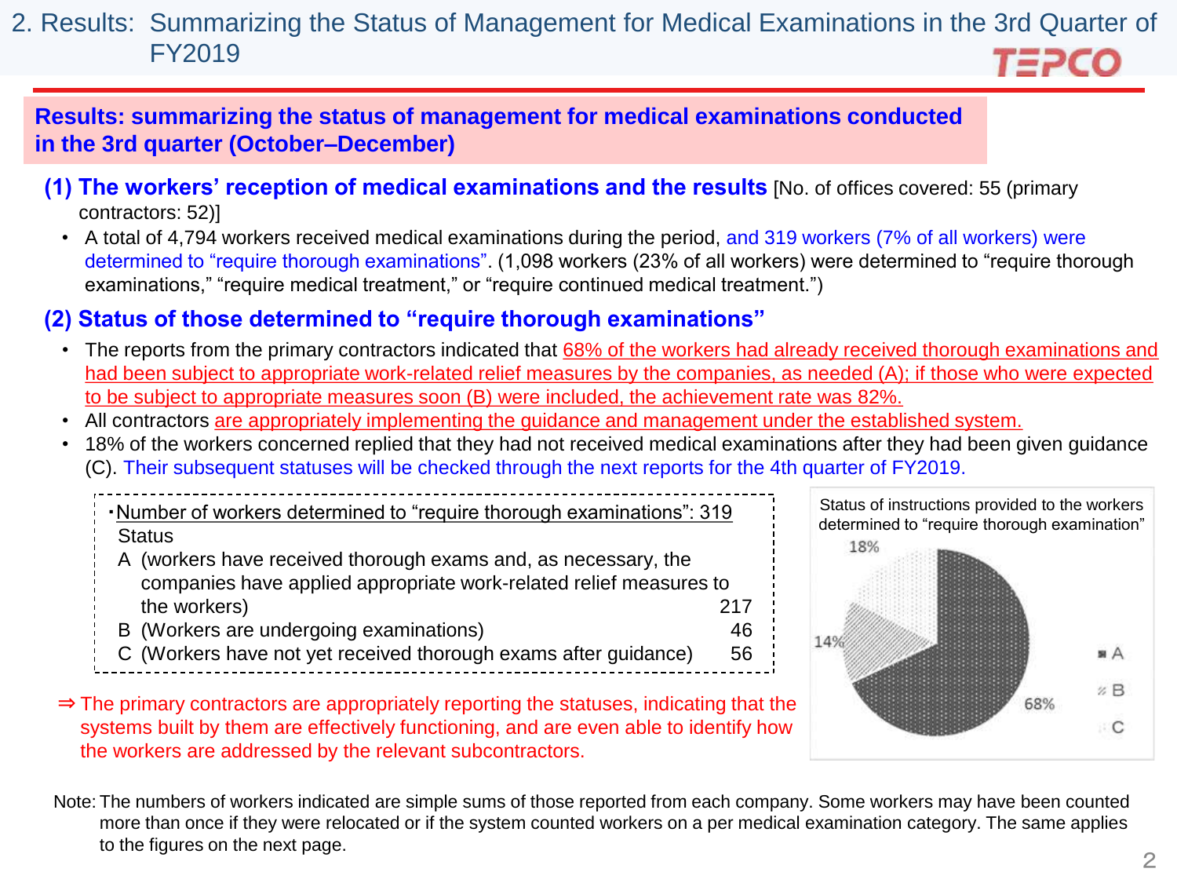# 2. Results: Summarizing the Status of Management for Medical Examinations in the 3rd Quarter of FY2019

**Results: summarizing the status of management for medical examinations conducted in the 3rd quarter (October–December)**

### (1) The workers' reception of medical examinations and the results [No. of offices covered: 55 (primary contractors: 52)]

- A total of 4,794 workers received medical examinations during the period, and 319 workers (7% of all workers) were determined to "require thorough examinations". (1,098 workers (23% of all workers) were determined to "require thorough examinations," "require medical treatment," or "require continued medical treatment.")

### (2) Status of those determined to "require thorough examinations"

- The reports from the primary contractors indicated that 68% of the workers had already received thorough examinations and had been subject to appropriate work-related relief measures by the companies, as needed (A); if those who were expected to be subject to appropriate measures soon (B) were included, the achievement rate was 82%.
- All contractors are appropriately implementing the guidance and management under the established system.
- 18% of the workers concerned replied that they had not received medical examinations after they had been given guidance (C). Their subsequent statuses will be checked through the next reports for the 4th quarter of FY2019.

・Number of workers determined to "require thorough examinations": 319

| Status | |
|---|---|
| A (workers have received thorough exams and, as necessary, the companies have applied appropriate work-related relief measures to the workers) | 217 |
| B (Workers are undergoing examinations) | 46 |
| C (Workers have not yet received thorough exams after guidance) | 56 |

Status of instructions provided to the workers determined to "require thorough examination"

| | % |
|---|---|
| A | 68% |
| B | 14% |
| C | 18% |

⇒ The primary contractors are appropriately reporting the statuses, indicating that the systems built by them are effectively functioning, and are even able to identify how the workers are addressed by the relevant subcontractors.

Note: The numbers of workers indicated are simple sums of those reported from each company. Some workers may have been counted more than once if they were relocated or if the system counted workers on a per medical examination category. The same applies to the figures on the next page.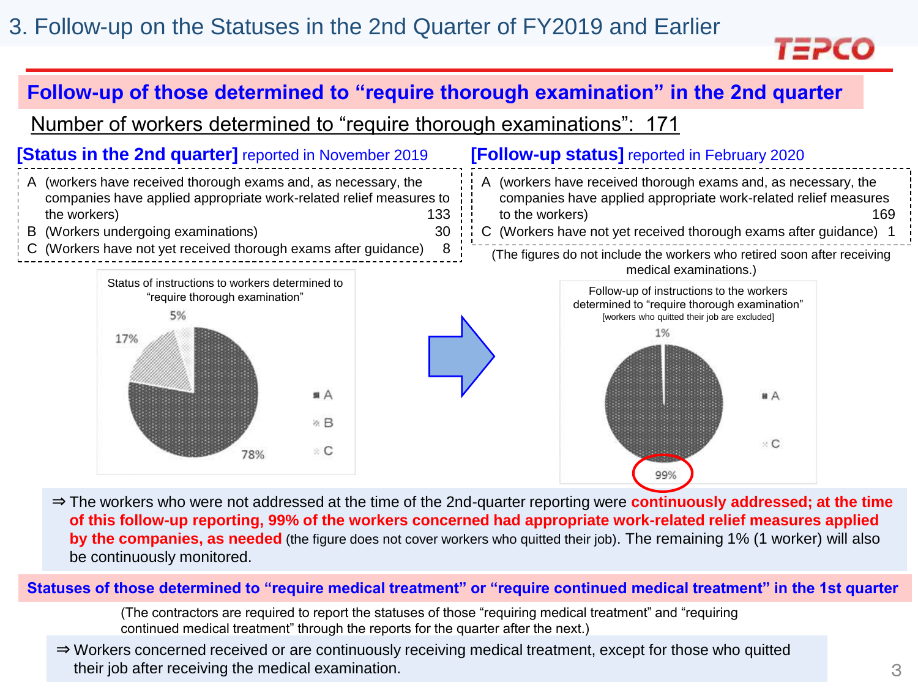# 3. Follow-up on the Statuses in the 2nd Quarter of FY2019 and Earlier

## Follow-up of those determined to "require thorough examination" in the 2nd quarter

Number of workers determined to "require thorough examinations": 171

**[Status in the 2nd quarter]** reported in November 2019

- A (workers have received thorough exams and, as necessary, the companies have applied appropriate work-related relief measures to the workers) 133
- B (Workers undergoing examinations) 30
- C (Workers have not yet received thorough exams after guidance) 8

Status of instructions to workers determined to "require thorough examination"

5%
17%
78%
A
B
C

**[Follow-up status]** reported in February 2020

- A (workers have received thorough exams and, as necessary, the companies have applied appropriate work-related relief measures to the workers) 169
- C (Workers have not yet received thorough exams after guidance) 1

(The figures do not include the workers who retired soon after receiving medical examinations.)

Follow-up of instructions to the workers determined to "require thorough examination"
[workers who quitted their job are excluded]

1%
99%
A
C

⇒ The workers who were not addressed at the time of the 2nd-quarter reporting were **continuously addressed; at the time of this follow-up reporting, 99% of the workers concerned had appropriate work-related relief measures applied by the companies, as needed** (the figure does not cover workers who quitted their job). The remaining 1% (1 worker) will also be continuously monitored.

## Statuses of those determined to "require medical treatment" or "require continued medical treatment" in the 1st quarter

(The contractors are required to report the statuses of those "requiring medical treatment" and "requiring continued medical treatment" through the reports for the quarter after the next.)

⇒ Workers concerned received or are continuously receiving medical treatment, except for those who quitted their job after receiving the medical examination.